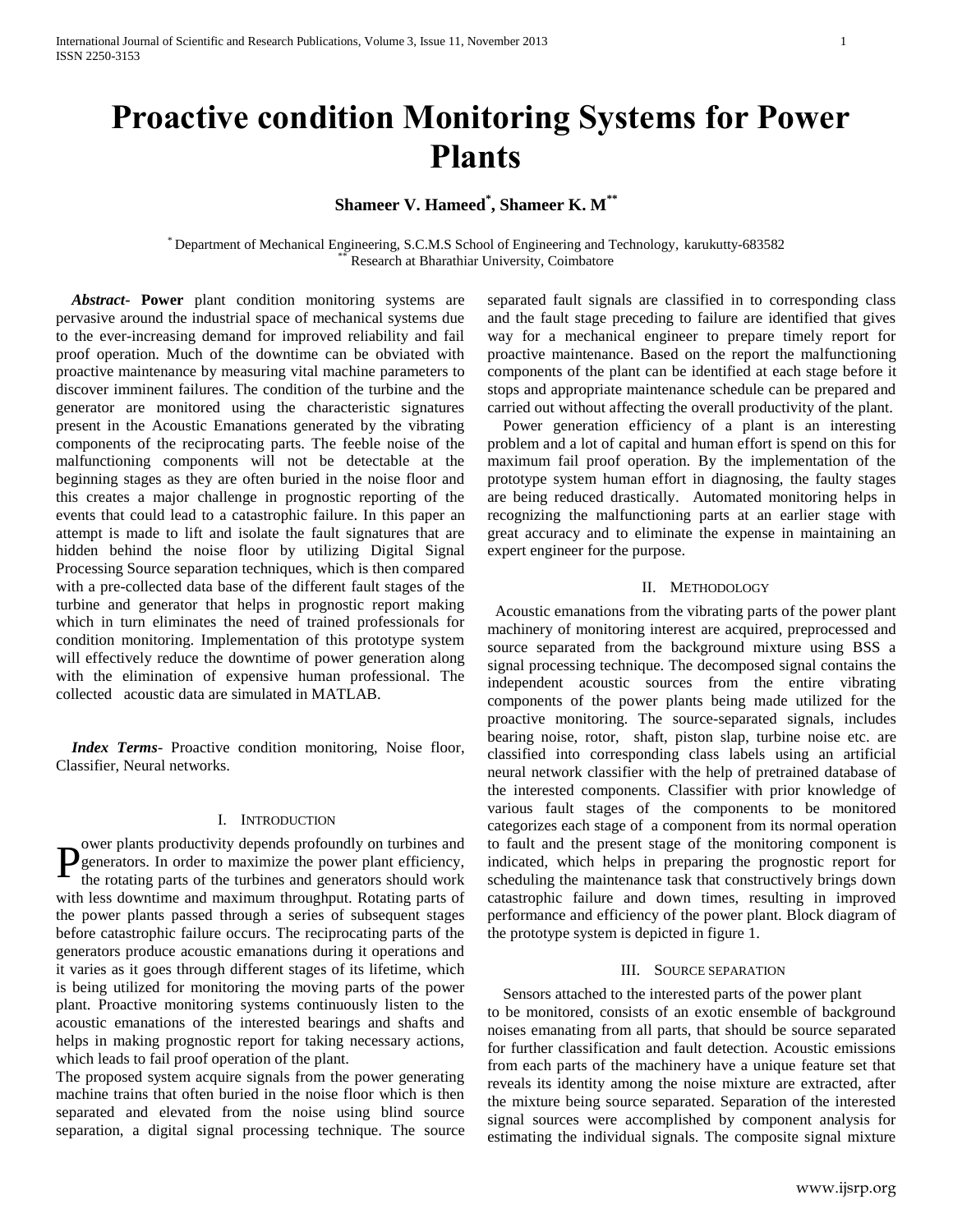# Proactive condition Monitoring Systems for Power Plants

**Shameer V. Hameed[*], Shameer K. M[**]**

[*] Department of Mechanical Engineering, S.C.M.S School of Engineering and Technology, karukutty-683582
[**] Research at Bharathiar University, Coimbatore

***Abstract*- Power** plant condition monitoring systems are pervasive around the industrial space of mechanical systems due to the ever-increasing demand for improved reliability and fail proof operation. Much of the downtime can be obviated with proactive maintenance by measuring vital machine parameters to discover imminent failures. The condition of the turbine and the generator are monitored using the characteristic signatures present in the Acoustic Emanations generated by the vibrating components of the reciprocating parts. The feeble noise of the malfunctioning components will not be detectable at the beginning stages as they are often buried in the noise floor and this creates a major challenge in prognostic reporting of the events that could lead to a catastrophic failure. In this paper an attempt is made to lift and isolate the fault signatures that are hidden behind the noise floor by utilizing Digital Signal Processing Source separation techniques, which is then compared with a pre-collected data base of the different fault stages of the turbine and generator that helps in prognostic report making which in turn eliminates the need of trained professionals for condition monitoring. Implementation of this prototype system will effectively reduce the downtime of power generation along with the elimination of expensive human professional. The collected acoustic data are simulated in MATLAB.

***Index Terms*-** Proactive condition monitoring, Noise floor, Classifier, Neural networks.

## I. Introduction

Power plants productivity depends profoundly on turbines and generators. In order to maximize the power plant efficiency, the rotating parts of the turbines and generators should work with less downtime and maximum throughput. Rotating parts of the power plants passed through a series of subsequent stages before catastrophic failure occurs. The reciprocating parts of the generators produce acoustic emanations during it operations and it varies as it goes through different stages of its lifetime, which is being utilized for monitoring the moving parts of the power plant. Proactive monitoring systems continuously listen to the acoustic emanations of the interested bearings and shafts and helps in making prognostic report for taking necessary actions, which leads to fail proof operation of the plant.

The proposed system acquire signals from the power generating machine trains that often buried in the noise floor which is then separated and elevated from the noise using blind source separation, a digital signal processing technique. The source separated fault signals are classified in to corresponding class and the fault stage preceding to failure are identified that gives way for a mechanical engineer to prepare timely report for proactive maintenance. Based on the report the malfunctioning components of the plant can be identified at each stage before it stops and appropriate maintenance schedule can be prepared and carried out without affecting the overall productivity of the plant.

Power generation efficiency of a plant is an interesting problem and a lot of capital and human effort is spend on this for maximum fail proof operation. By the implementation of the prototype system human effort in diagnosing, the faulty stages are being reduced drastically. Automated monitoring helps in recognizing the malfunctioning parts at an earlier stage with great accuracy and to eliminate the expense in maintaining an expert engineer for the purpose.

## II. Methodology

Acoustic emanations from the vibrating parts of the power plant machinery of monitoring interest are acquired, preprocessed and source separated from the background mixture using BSS a signal processing technique. The decomposed signal contains the independent acoustic sources from the entire vibrating components of the power plants being made utilized for the proactive monitoring. The source-separated signals, includes bearing noise, rotor, shaft, piston slap, turbine noise etc. are classified into corresponding class labels using an artificial neural network classifier with the help of pretrained database of the interested components. Classifier with prior knowledge of various fault stages of the components to be monitored categorizes each stage of a component from its normal operation to fault and the present stage of the monitoring component is indicated, which helps in preparing the prognostic report for scheduling the maintenance task that constructively brings down catastrophic failure and down times, resulting in improved performance and efficiency of the power plant. Block diagram of the prototype system is depicted in figure 1.

## III. Source separation

Sensors attached to the interested parts of the power plant to be monitored, consists of an exotic ensemble of background noises emanating from all parts, that should be source separated for further classification and fault detection. Acoustic emissions from each parts of the machinery have a unique feature set that reveals its identity among the noise mixture are extracted, after the mixture being source separated. Separation of the interested signal sources were accomplished by component analysis for estimating the individual signals. The composite signal mixture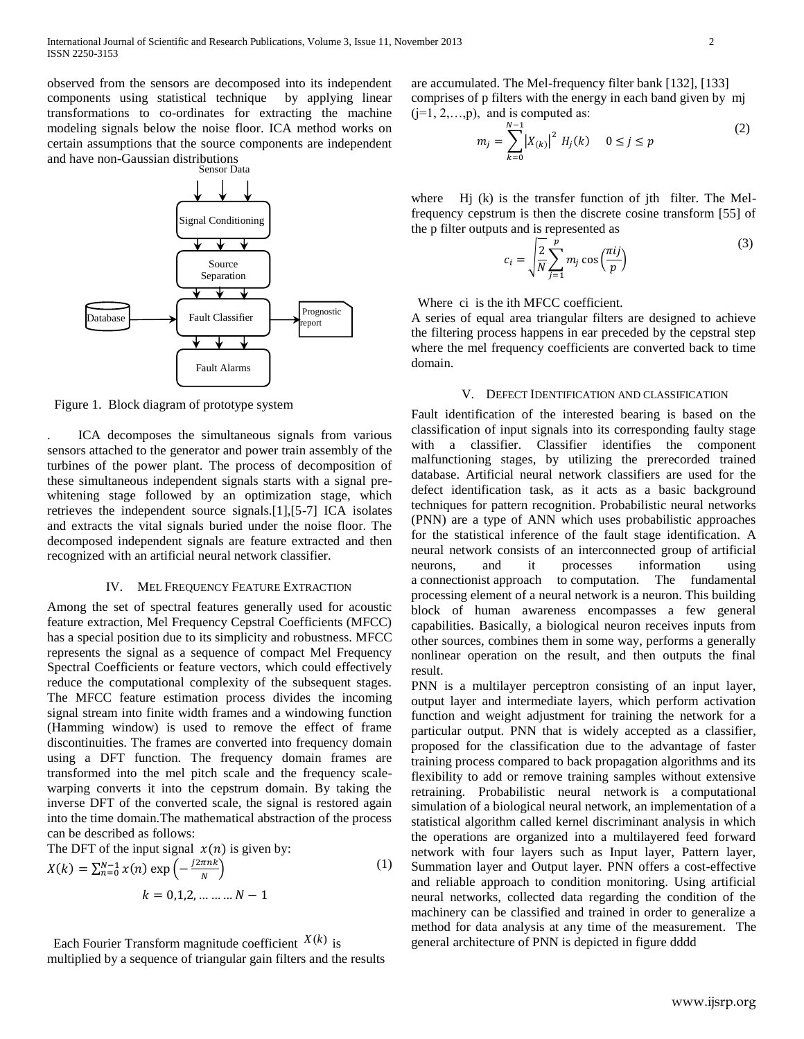observed from the sensors are decomposed into its independent components using statistical technique by applying linear transformations to co-ordinates for extracting the machine modeling signals below the noise floor. ICA method works on certain assumptions that the source components are independent and have non-Gaussian distributions

Sensor Data → Signal Conditioning → Source Separation → Fault Classifier (← Database; → Prognostic report) → Fault Alarms

Figure 1. Block diagram of prototype system

. ICA decomposes the simultaneous signals from various sensors attached to the generator and power train assembly of the turbines of the power plant. The process of decomposition of these simultaneous independent signals starts with a signal pre-whitening stage followed by an optimization stage, which retrieves the independent source signals.[1],[5-7] ICA isolates and extracts the vital signals buried under the noise floor. The decomposed independent signals are feature extracted and then recognized with an artificial neural network classifier.

## IV. Mel Frequency Feature Extraction

Among the set of spectral features generally used for acoustic feature extraction, Mel Frequency Cepstral Coefficients (MFCC) has a special position due to its simplicity and robustness. MFCC represents the signal as a sequence of compact Mel Frequency Spectral Coefficients or feature vectors, which could effectively reduce the computational complexity of the subsequent stages. The MFCC feature estimation process divides the incoming signal stream into finite width frames and a windowing function (Hamming window) is used to remove the effect of frame discontinuities. The frames are converted into frequency domain using a DFT function. The frequency domain frames are transformed into the mel pitch scale and the frequency scale-warping converts it into the cepstrum domain. By taking the inverse DFT of the converted scale, the signal is restored again into the time domain.The mathematical abstraction of the process can be described as follows:

The DFT of the input signal $x(n)$ is given by:

$$X(k) = \sum_{n=0}^{N-1} x(n) \exp\left(-\frac{j2\pi nk}{N}\right) \qquad (1)$$

$$k = 0,1,2, \ldots \ldots \ldots N-1$$

Each Fourier Transform magnitude coefficient $X(k)$ is multiplied by a sequence of triangular gain filters and the results are accumulated. The Mel-frequency filter bank [132], [133] comprises of p filters with the energy in each band given by $m_j$ ($j$=1, 2,…,p), and is computed as:

$$m_j = \sum_{k=0}^{N-1} \left|X_{(k)}\right|^2 H_j(k) \quad 0 \le j \le p \qquad (2)$$

where $H_j(k)$ is the transfer function of jth filter. The Mel-frequency cepstrum is then the discrete cosine transform [55] of the p filter outputs and is represented as

$$c_i = \sqrt{\frac{2}{N}} \sum_{j=1}^{p} m_j \cos\left(\frac{\pi i j}{p}\right) \qquad (3)$$

Where $c_i$ is the ith MFCC coefficient.

A series of equal area triangular filters are designed to achieve the filtering process happens in ear preceded by the cepstral step where the mel frequency coefficients are converted back to time domain.

## V. Defect Identification and Classification

Fault identification of the interested bearing is based on the classification of input signals into its corresponding faulty stage with a classifier. Classifier identifies the component malfunctioning stages, by utilizing the prerecorded trained database. Artificial neural network classifiers are used for the defect identification task, as it acts as a basic background techniques for pattern recognition. Probabilistic neural networks (PNN) are a type of ANN which uses probabilistic approaches for the statistical inference of the fault stage identification. A neural network consists of an interconnected group of artificial neurons, and it processes information using a connectionist approach to computation. The fundamental processing element of a neural network is a neuron. This building block of human awareness encompasses a few general capabilities. Basically, a biological neuron receives inputs from other sources, combines them in some way, performs a generally nonlinear operation on the result, and then outputs the final result.

PNN is a multilayer perceptron consisting of an input layer, output layer and intermediate layers, which perform activation function and weight adjustment for training the network for a particular output. PNN that is widely accepted as a classifier, proposed for the classification due to the advantage of faster training process compared to back propagation algorithms and its flexibility to add or remove training samples without extensive retraining. Probabilistic neural network is a computational simulation of a biological neural network, an implementation of a statistical algorithm called kernel discriminant analysis in which the operations are organized into a multilayered feed forward network with four layers such as Input layer, Pattern layer, Summation layer and Output layer. PNN offers a cost-effective and reliable approach to condition monitoring. Using artificial neural networks, collected data regarding the condition of the machinery can be classified and trained in order to generalize a method for data analysis at any time of the measurement. The general architecture of PNN is depicted in figure dddd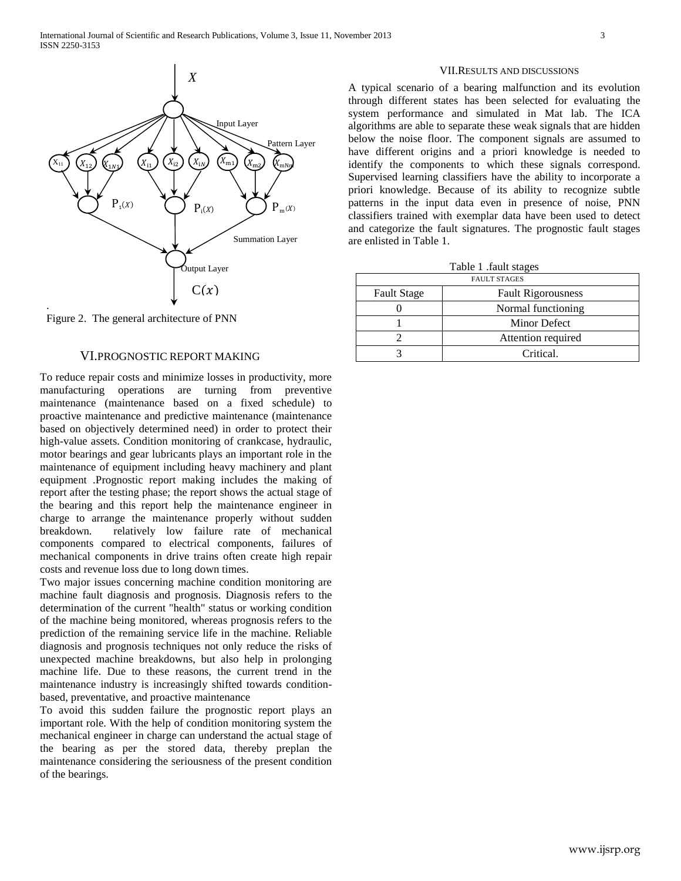Figure 2. The general architecture of PNN

## VI. PROGNOSTIC REPORT MAKING

To reduce repair costs and minimize losses in productivity, more manufacturing operations are turning from preventive maintenance (maintenance based on a fixed schedule) to proactive maintenance and predictive maintenance (maintenance based on objectively determined need) in order to protect their high-value assets. Condition monitoring of crankcase, hydraulic, motor bearings and gear lubricants plays an important role in the maintenance of equipment including heavy machinery and plant equipment .Prognostic report making includes the making of report after the testing phase; the report shows the actual stage of the bearing and this report help the maintenance engineer in charge to arrange the maintenance properly without sudden breakdown. relatively low failure rate of mechanical components compared to electrical components, failures of mechanical components in drive trains often create high repair costs and revenue loss due to long down times.

Two major issues concerning machine condition monitoring are machine fault diagnosis and prognosis. Diagnosis refers to the determination of the current "health" status or working condition of the machine being monitored, whereas prognosis refers to the prediction of the remaining service life in the machine. Reliable diagnosis and prognosis techniques not only reduce the risks of unexpected machine breakdowns, but also help in prolonging machine life. Due to these reasons, the current trend in the maintenance industry is increasingly shifted towards condition-based, preventative, and proactive maintenance

To avoid this sudden failure the prognostic report plays an important role. With the help of condition monitoring system the mechanical engineer in charge can understand the actual stage of the bearing as per the stored data, thereby preplan the maintenance considering the seriousness of the present condition of the bearings.

## VII. RESULTS AND DISCUSSIONS

A typical scenario of a bearing malfunction and its evolution through different states has been selected for evaluating the system performance and simulated in Mat lab. The ICA algorithms are able to separate these weak signals that are hidden below the noise floor. The component signals are assumed to have different origins and a priori knowledge is needed to identify the components to which these signals correspond. Supervised learning classifiers have the ability to incorporate a priori knowledge. Because of its ability to recognize subtle patterns in the input data even in presence of noise, PNN classifiers trained with exemplar data have been used to detect and categorize the fault signatures. The prognostic fault stages are enlisted in Table 1.

Table 1 .fault stages

| FAULT STAGES | |
|---|---|
| Fault Stage | Fault Rigorousness |
| 0 | Normal functioning |
| 1 | Minor Defect |
| 2 | Attention required |
| 3 | Critical. |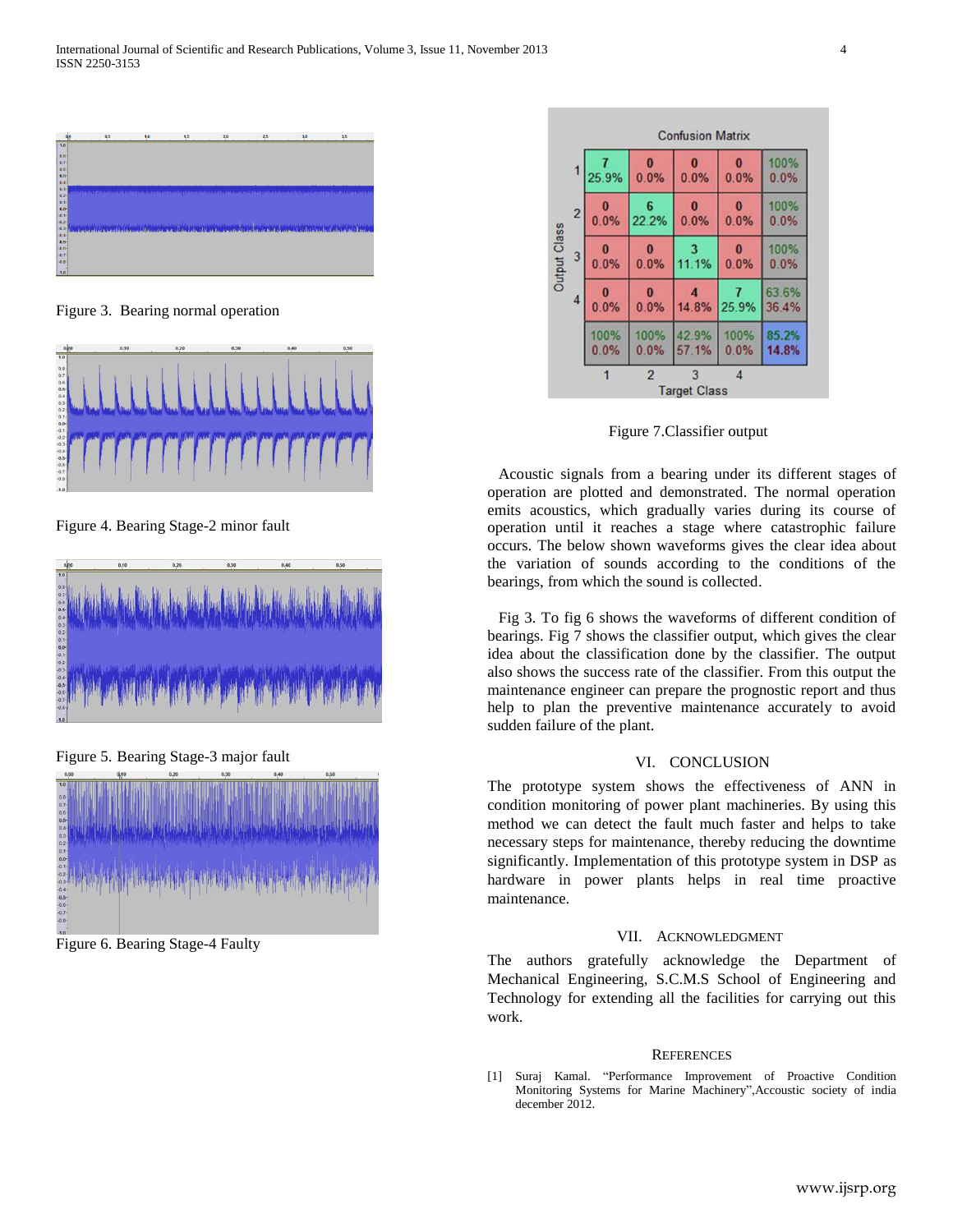Figure 3. Bearing normal operation

Figure 4. Bearing Stage-2 minor fault

Figure 5. Bearing Stage-3 major fault

Figure 6. Bearing Stage-4 Faulty

Figure 7.Classifier output

Acoustic signals from a bearing under its different stages of operation are plotted and demonstrated. The normal operation emits acoustics, which gradually varies during its course of operation until it reaches a stage where catastrophic failure occurs. The below shown waveforms gives the clear idea about the variation of sounds according to the conditions of the bearings, from which the sound is collected.

Fig 3. To fig 6 shows the waveforms of different condition of bearings. Fig 7 shows the classifier output, which gives the clear idea about the classification done by the classifier. The output also shows the success rate of the classifier. From this output the maintenance engineer can prepare the prognostic report and thus help to plan the preventive maintenance accurately to avoid sudden failure of the plant.

## VI. CONCLUSION

The prototype system shows the effectiveness of ANN in condition monitoring of power plant machineries. By using this method we can detect the fault much faster and helps to take necessary steps for maintenance, thereby reducing the downtime significantly. Implementation of this prototype system in DSP as hardware in power plants helps in real time proactive maintenance.

## VII. ACKNOWLEDGMENT

The authors gratefully acknowledge the Department of Mechanical Engineering, S.C.M.S School of Engineering and Technology for extending all the facilities for carrying out this work.

## REFERENCES

[1] Suraj Kamal. "Performance Improvement of Proactive Condition Monitoring Systems for Marine Machinery",Accoustic society of india december 2012.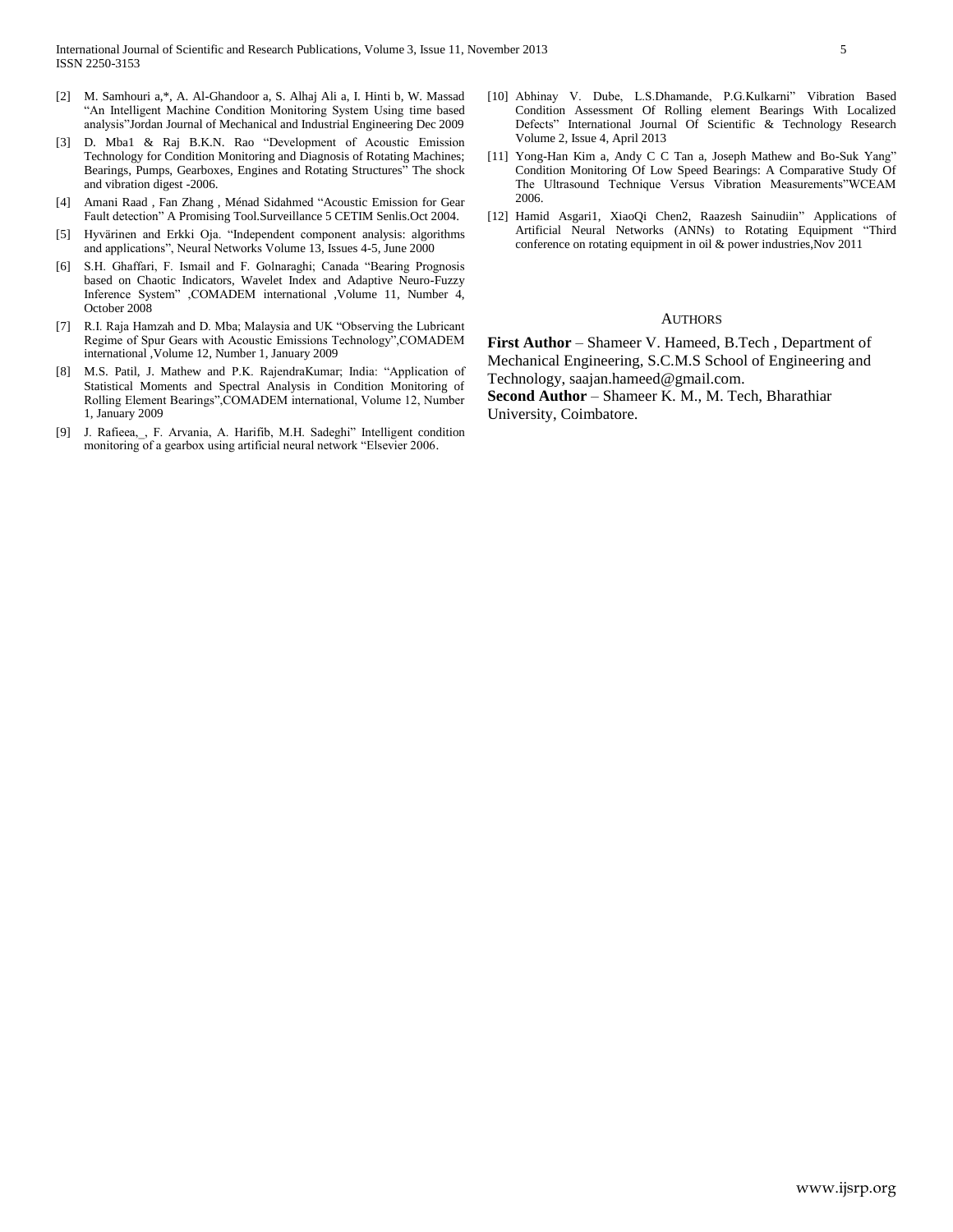[2] M. Samhouri a,*, A. Al-Ghandoor a, S. Alhaj Ali a, I. Hinti b, W. Massad "An Intelligent Machine Condition Monitoring System Using time based analysis"Jordan Journal of Mechanical and Industrial Engineering Dec 2009

[3] D. Mba1 & Raj B.K.N. Rao "Development of Acoustic Emission Technology for Condition Monitoring and Diagnosis of Rotating Machines; Bearings, Pumps, Gearboxes, Engines and Rotating Structures" The shock and vibration digest -2006.

[4] Amani Raad , Fan Zhang , Ménad Sidahmed "Acoustic Emission for Gear Fault detection" A Promising Tool.Surveillance 5 CETIM Senlis.Oct 2004.

[5] Hyvärinen and Erkki Oja. "Independent component analysis: algorithms and applications", Neural Networks Volume 13, Issues 4-5, June 2000

[6] S.H. Ghaffari, F. Ismail and F. Golnaraghi; Canada "Bearing Prognosis based on Chaotic Indicators, Wavelet Index and Adaptive Neuro-Fuzzy Inference System" ,COMADEM international ,Volume 11, Number 4, October 2008

[7] R.I. Raja Hamzah and D. Mba; Malaysia and UK "Observing the Lubricant Regime of Spur Gears with Acoustic Emissions Technology",COMADEM international ,Volume 12, Number 1, January 2009

[8] M.S. Patil, J. Mathew and P.K. RajendraKumar; India: "Application of Statistical Moments and Spectral Analysis in Condition Monitoring of Rolling Element Bearings",COMADEM international, Volume 12, Number 1, January 2009

[9] J. Rafieea,_, F. Arvania, A. Harifib, M.H. Sadeghi" Intelligent condition monitoring of a gearbox using artificial neural network "Elsevier 2006.

[10] Abhinay V. Dube, L.S.Dhamande, P.G.Kulkarni" Vibration Based Condition Assessment Of Rolling element Bearings With Localized Defects" International Journal Of Scientific & Technology Research Volume 2, Issue 4, April 2013

[11] Yong-Han Kim a, Andy C C Tan a, Joseph Mathew and Bo-Suk Yang" Condition Monitoring Of Low Speed Bearings: A Comparative Study Of The Ultrasound Technique Versus Vibration Measurements"WCEAM 2006.

[12] Hamid Asgari1, XiaoQi Chen2, Raazesh Sainudiin" Applications of Artificial Neural Networks (ANNs) to Rotating Equipment "Third conference on rotating equipment in oil & power industries,Nov 2011

## AUTHORS

**First Author** – Shameer V. Hameed, B.Tech , Department of Mechanical Engineering, S.C.M.S School of Engineering and Technology, saajan.hameed@gmail.com.

**Second Author** – Shameer K. M., M. Tech, Bharathiar University, Coimbatore.